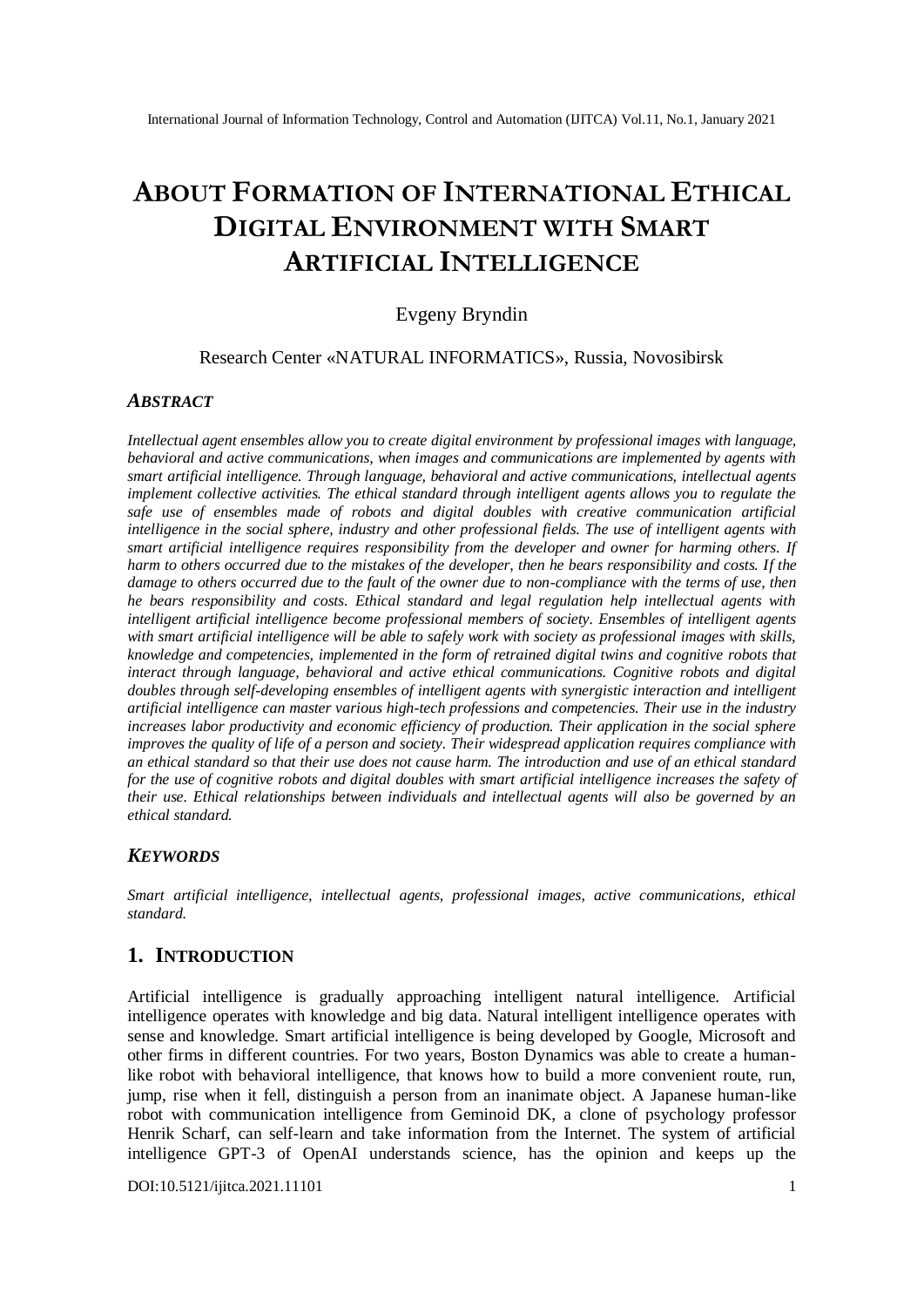# ABOUT FORMATION OF INTERNATIONAL ETHICAL DIGITAL ENVIRONMENT WITH SMART ARTIFICIAL INTELLIGENCE

Evgeny Bryndin

Research Center «NATURAL INFORMATICS», Russia, Novosibirsk

## *ABSTRACT*

*Intellectual agent ensembles allow you to create digital environment by professional images with language, behavioral and active communications, when images and communications are implemented by agents with smart artificial intelligence. Through language, behavioral and active communications, intellectual agents implement collective activities. The ethical standard through intelligent agents allows you to regulate the safe use of ensembles made of robots and digital doubles with creative communication artificial intelligence in the social sphere, industry and other professional fields. The use of intelligent agents with smart artificial intelligence requires responsibility from the developer and owner for harming others. If harm to others occurred due to the mistakes of the developer, then he bears responsibility and costs. If the damage to others occurred due to the fault of the owner due to non-compliance with the terms of use, then he bears responsibility and costs. Ethical standard and legal regulation help intellectual agents with intelligent artificial intelligence become professional members of society. Ensembles of intelligent agents with smart artificial intelligence will be able to safely work with society as professional images with skills, knowledge and competencies, implemented in the form of retrained digital twins and cognitive robots that interact through language, behavioral and active ethical communications. Cognitive robots and digital doubles through self-developing ensembles of intelligent agents with synergistic interaction and intelligent artificial intelligence can master various high-tech professions and competencies. Their use in the industry increases labor productivity and economic efficiency of production. Their application in the social sphere improves the quality of life of a person and society. Their widespread application requires compliance with an ethical standard so that their use does not cause harm. The introduction and use of an ethical standard for the use of cognitive robots and digital doubles with smart artificial intelligence increases the safety of their use. Ethical relationships between individuals and intellectual agents will also be governed by an ethical standard.*

## *KEYWORDS*

*Smart artificial intelligence, intellectual agents, professional images, active communications, ethical standard.*

## 1. INTRODUCTION

Artificial intelligence is gradually approaching intelligent natural intelligence. Artificial intelligence operates with knowledge and big data. Natural intelligent intelligence operates with sense and knowledge. Smart artificial intelligence is being developed by Google, Microsoft and other firms in different countries. For two years, Boston Dynamics was able to create a human-like robot with behavioral intelligence, that knows how to build a more convenient route, run, jump, rise when it fell, distinguish a person from an inanimate object. A Japanese human-like robot with communication intelligence from Geminoid DK, a clone of psychology professor Henrik Scharf, can self-learn and take information from the Internet. The system of artificial intelligence GPT-3 of OpenAI understands science, has the opinion and keeps up the

DOI:10.5121/ijitca.2021.11101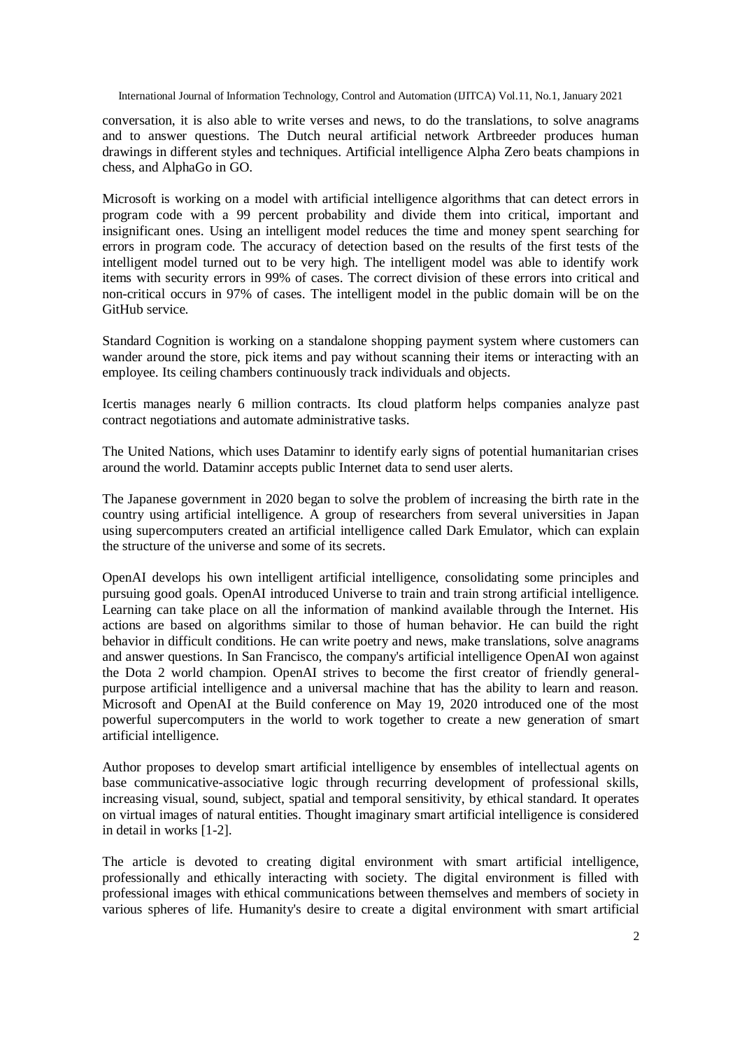conversation, it is also able to write verses and news, to do the translations, to solve anagrams and to answer questions. The Dutch neural artificial network Artbreeder produces human drawings in different styles and techniques. Artificial intelligence Alpha Zero beats champions in chess, and AlphaGo in GO.

Microsoft is working on a model with artificial intelligence algorithms that can detect errors in program code with a 99 percent probability and divide them into critical, important and insignificant ones. Using an intelligent model reduces the time and money spent searching for errors in program code. The accuracy of detection based on the results of the first tests of the intelligent model turned out to be very high. The intelligent model was able to identify work items with security errors in 99% of cases. The correct division of these errors into critical and non-critical occurs in 97% of cases. The intelligent model in the public domain will be on the GitHub service.

Standard Cognition is working on a standalone shopping payment system where customers can wander around the store, pick items and pay without scanning their items or interacting with an employee. Its ceiling chambers continuously track individuals and objects.

Icertis manages nearly 6 million contracts. Its cloud platform helps companies analyze past contract negotiations and automate administrative tasks.

The United Nations, which uses Dataminr to identify early signs of potential humanitarian crises around the world. Dataminr accepts public Internet data to send user alerts.

The Japanese government in 2020 began to solve the problem of increasing the birth rate in the country using artificial intelligence. A group of researchers from several universities in Japan using supercomputers created an artificial intelligence called Dark Emulator, which can explain the structure of the universe and some of its secrets.

OpenAI develops his own intelligent artificial intelligence, consolidating some principles and pursuing good goals. OpenAI introduced Universe to train and train strong artificial intelligence. Learning can take place on all the information of mankind available through the Internet. His actions are based on algorithms similar to those of human behavior. He can build the right behavior in difficult conditions. He can write poetry and news, make translations, solve anagrams and answer questions. In San Francisco, the company's artificial intelligence OpenAI won against the Dota 2 world champion. OpenAI strives to become the first creator of friendly general-purpose artificial intelligence and a universal machine that has the ability to learn and reason. Microsoft and OpenAI at the Build conference on May 19, 2020 introduced one of the most powerful supercomputers in the world to work together to create a new generation of smart artificial intelligence.

Author proposes to develop smart artificial intelligence by ensembles of intellectual agents on base communicative-associative logic through recurring development of professional skills, increasing visual, sound, subject, spatial and temporal sensitivity, by ethical standard. It operates on virtual images of natural entities. Thought imaginary smart artificial intelligence is considered in detail in works [1-2].

The article is devoted to creating digital environment with smart artificial intelligence, professionally and ethically interacting with society. The digital environment is filled with professional images with ethical communications between themselves and members of society in various spheres of life. Humanity's desire to create a digital environment with smart artificial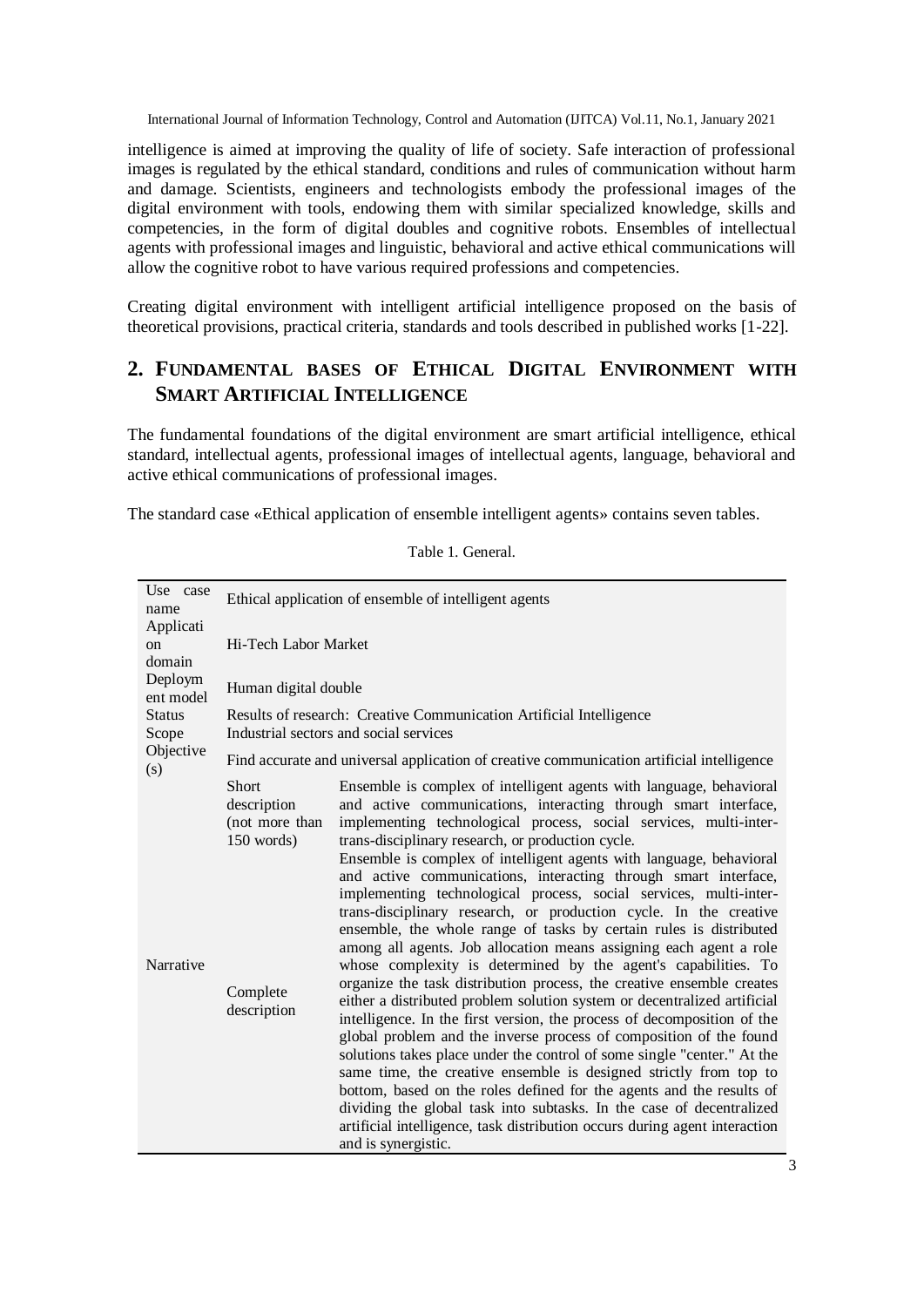intelligence is aimed at improving the quality of life of society. Safe interaction of professional images is regulated by the ethical standard, conditions and rules of communication without harm and damage. Scientists, engineers and technologists embody the professional images of the digital environment with tools, endowing them with similar specialized knowledge, skills and competencies, in the form of digital doubles and cognitive robots. Ensembles of intellectual agents with professional images and linguistic, behavioral and active ethical communications will allow the cognitive robot to have various required professions and competencies.

Creating digital environment with intelligent artificial intelligence proposed on the basis of theoretical provisions, practical criteria, standards and tools described in published works [1-22].

## 2. Fundamental Bases of Ethical Digital Environment with Smart Artificial Intelligence

The fundamental foundations of the digital environment are smart artificial intelligence, ethical standard, intellectual agents, professional images of intellectual agents, language, behavioral and active ethical communications of professional images.

The standard case «Ethical application of ensemble intelligent agents» contains seven tables.

Table 1. General.

| | | |
|---|---|---|
| Use case name | Ethical application of ensemble of intelligent agents | |
| Application domain | Hi-Tech Labor Market | |
| Deployment model | Human digital double | |
| Status | Results of research: Creative Communication Artificial Intelligence | |
| Scope | Industrial sectors and social services | |
| Objective (s) | Find accurate and universal application of creative communication artificial intelligence | |
| Narrative | Short description (not more than 150 words) | Ensemble is complex of intelligent agents with language, behavioral and active communications, interacting through smart interface, implementing technological process, social services, multi-inter-trans-disciplinary research, or production cycle. |
| | Complete description | Ensemble is complex of intelligent agents with language, behavioral and active communications, interacting through smart interface, implementing technological process, social services, multi-inter-trans-disciplinary research, or production cycle. In the creative ensemble, the whole range of tasks by certain rules is distributed among all agents. Job allocation means assigning each agent a role whose complexity is determined by the agent's capabilities. To organize the task distribution process, the creative ensemble creates either a distributed problem solution system or decentralized artificial intelligence. In the first version, the process of decomposition of the global problem and the inverse process of composition of the found solutions takes place under the control of some single "center." At the same time, the creative ensemble is designed strictly from top to bottom, based on the roles defined for the agents and the results of dividing the global task into subtasks. In the case of decentralized artificial intelligence, task distribution occurs during agent interaction and is synergistic. |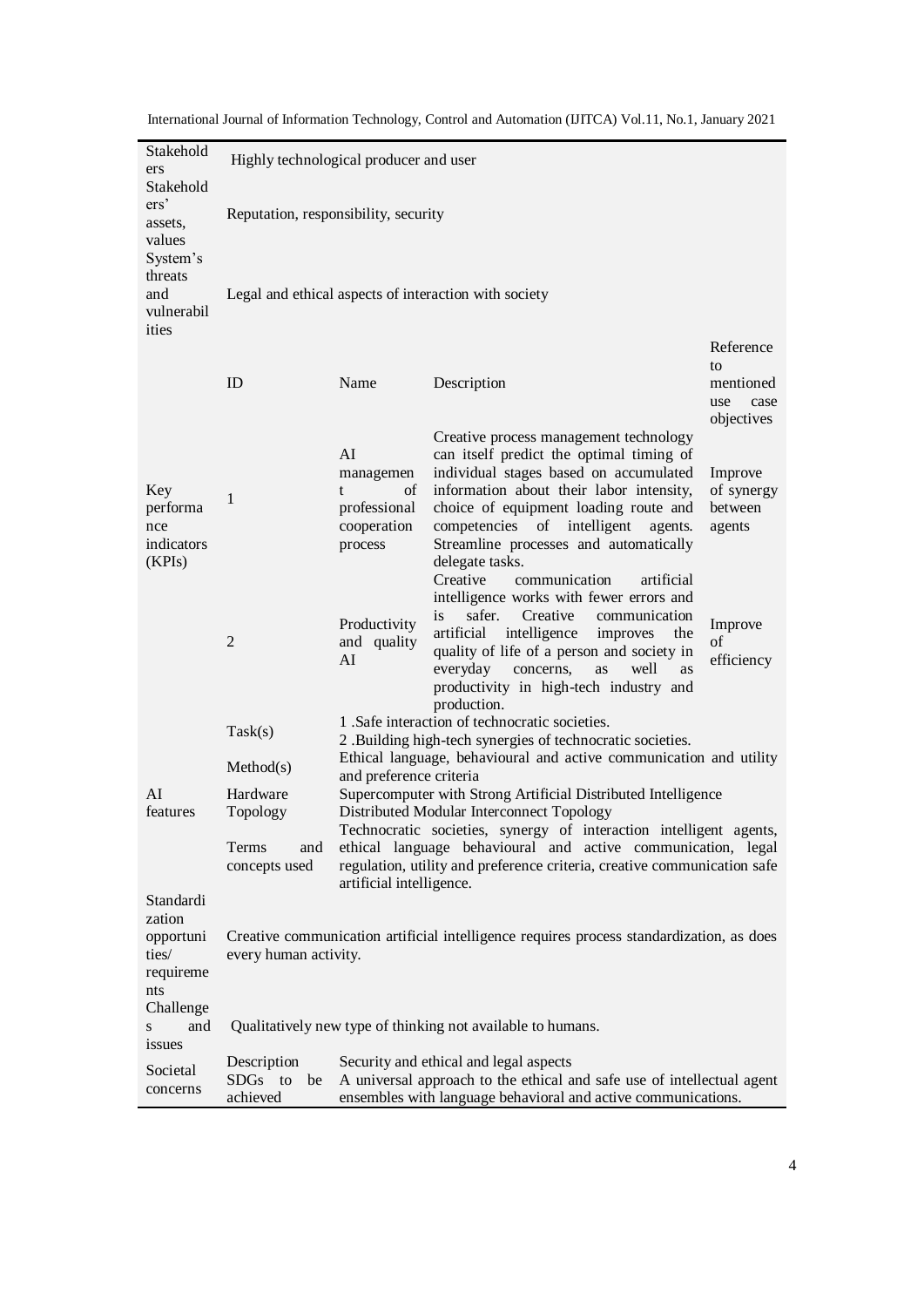| | | | | |
|---|---|---|---|---|
| Stakeholders | Highly technological producer and user | | | |
| Stakeholders' assets, values | Reputation, responsibility, security | | | |
| System's threats and vulnerabilities | Legal and ethical aspects of interaction with society | | | |
| Key performance indicators (KPIs) | ID | Name | Description | Reference to mentioned use case objectives |
| | 1 | AI management of professional cooperation process | Creative process management technology can itself predict the optimal timing of individual stages based on accumulated information about their labor intensity, choice of equipment loading route and competencies of intelligent agents. Streamline processes and automatically delegate tasks. | Improve of synergy between agents |
| | 2 | Productivity and quality AI | Creative communication artificial intelligence works with fewer errors and is safer. Creative communication artificial intelligence improves the quality of life of a person and society in everyday concerns, as well as productivity in high-tech industry and production. | Improve of efficiency |
| AI features | Task(s) | 1 .Safe interaction of technocratic societies.<br>2 .Building high-tech synergies of technocratic societies. | | |
| | Method(s) | Ethical language, behavioural and active communication and utility and preference criteria | | |
| | Hardware | Supercomputer with Strong Artificial Distributed Intelligence | | |
| | Topology | Distributed Modular Interconnect Topology | | |
| | Terms and concepts used | Technocratic societies, synergy of interaction intelligent agents, ethical language behavioural and active communication, legal regulation, utility and preference criteria, creative communication safe artificial intelligence. | | |
| Standardization opportunities/ requirements | Creative communication artificial intelligence requires process standardization, as does every human activity. | | | |
| Challenges and issues | Qualitatively new type of thinking not available to humans. | | | |
| Societal concerns | Description | Security and ethical and legal aspects | | |
| | SDGs to be achieved | A universal approach to the ethical and safe use of intellectual agent ensembles with language behavioral and active communications. | | |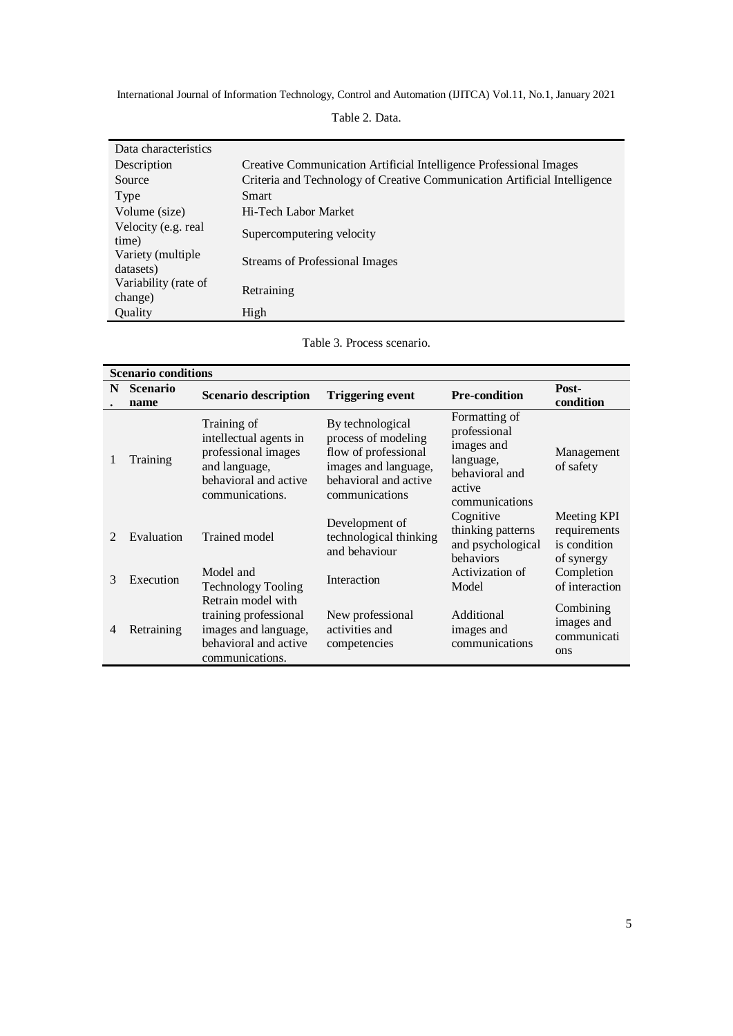Table 2. Data.

| Data characteristics | |
|---|---|
| Description | Creative Communication Artificial Intelligence Professional Images |
| Source | Criteria and Technology of Creative Communication Artificial Intelligence |
| Type | Smart |
| Volume (size) | Hi-Tech Labor Market |
| Velocity (e.g. real time) | Supercomputering velocity |
| Variety (multiple datasets) | Streams of Professional Images |
| Variability (rate of change) | Retraining |
| Quality | High |

Table 3. Process scenario.

| Scenario conditions | | | | | |
|---|---|---|---|---|---|
| **N.** | **Scenario name** | **Scenario description** | **Triggering event** | **Pre-condition** | **Post-condition** |
| 1 | Training | Training of intellectual agents in professional images and language, behavioral and active communications. | By technological process of modeling flow of professional images and language, behavioral and active communications | Formatting of professional images and language, behavioral and active communications | Management of safety |
| 2 | Evaluation | Trained model | Development of technological thinking and behaviour | Cognitive thinking patterns and psychological behaviors | Meeting KPI requirements is condition of synergy |
| 3 | Execution | Model and Technology Tooling | Interaction | Activization of Model | Completion of interaction |
| 4 | Retraining | Retrain model with training professional images and language, behavioral and active communications. | New professional activities and competencies | Additional images and communications | Combining images and communications |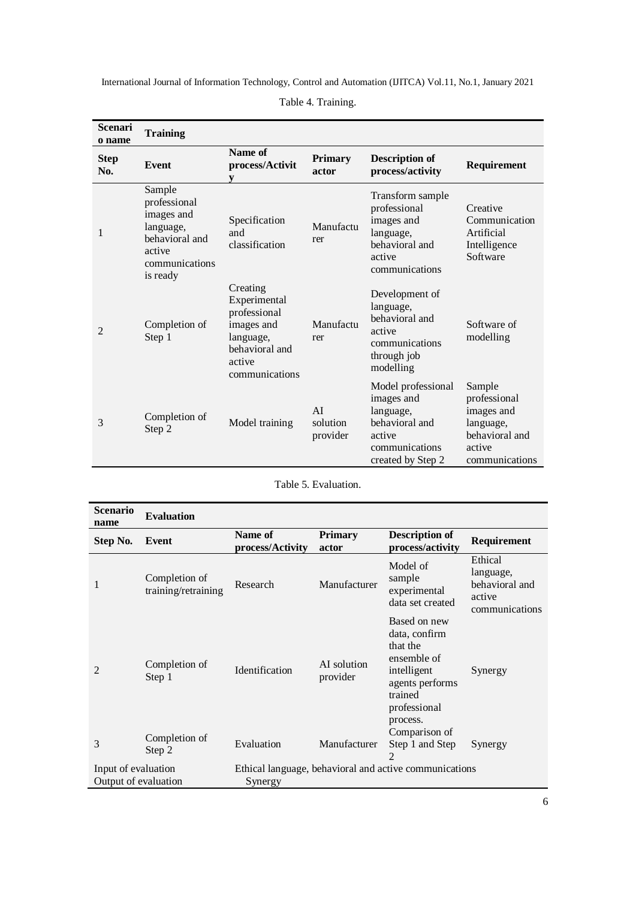Table 4. Training.

| Scenario name | Training | | | | |
|---|---|---|---|---|---|
| **Step No.** | **Event** | **Name of process/Activity** | **Primary actor** | **Description of process/activity** | **Requirement** |
| 1 | Sample professional images and language, behavioral and active communications is ready | Specification and classification | Manufacturer | Transform sample professional images and language, behavioral and active communications | Creative Communication Artificial Intelligence Software |
| 2 | Completion of Step 1 | Creating Experimental professional images and language, behavioral and active communications | Manufacturer | Development of language, behavioral and active communications through job modelling | Software of modelling |
| 3 | Completion of Step 2 | Model training | AI solution provider | Model professional images and language, behavioral and active communications created by Step 2 | Sample professional images and language, behavioral and active communications |

Table 5. Evaluation.

| Scenario name | Evaluation | | | | |
|---|---|---|---|---|---|
| **Step No.** | **Event** | **Name of process/Activity** | **Primary actor** | **Description of process/activity** | **Requirement** |
| 1 | Completion of training/retraining | Research | Manufacturer | Model of sample experimental data set created | Ethical language, behavioral and active communications |
| 2 | Completion of Step 1 | Identification | AI solution provider | Based on new data, confirm that the ensemble of intelligent agents performs trained professional process. | Synergy |
| 3 | Completion of Step 2 | Evaluation | Manufacturer | Comparison of Step 1 and Step 2 | Synergy |
| Input of evaluation | | Ethical language, behavioral and active communications | | | |
| Output of evaluation | | Synergy | | | |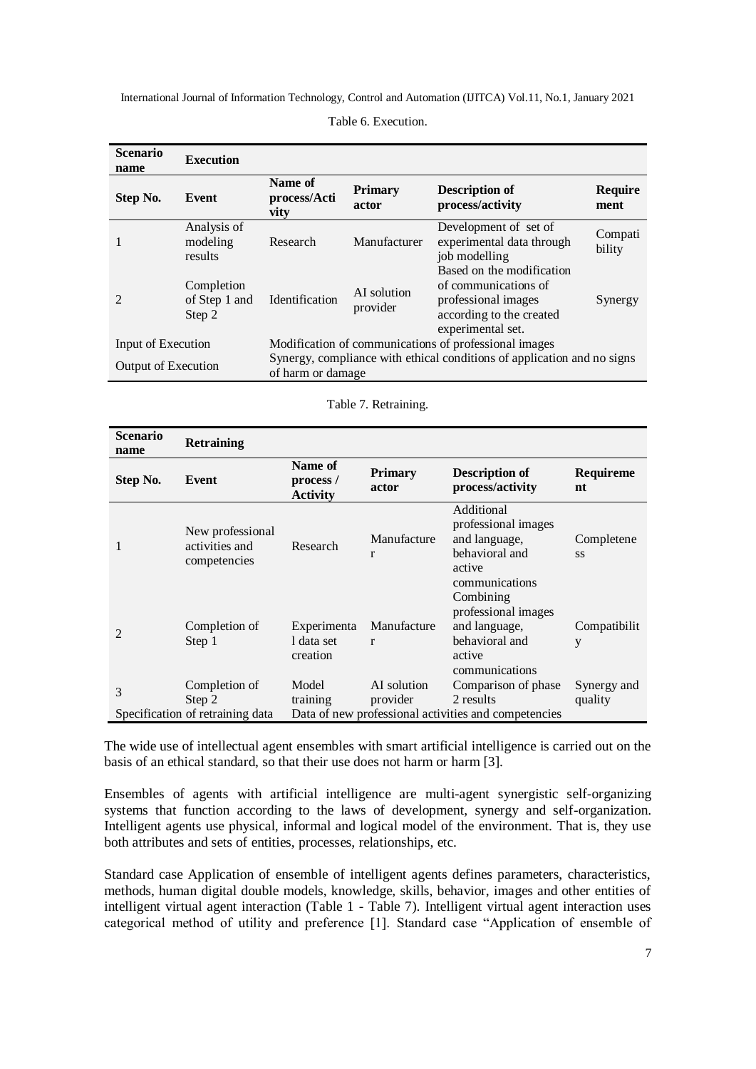Table 6. Execution.

| **Scenario name** | **Execution** | | | | |
|---|---|---|---|---|---|
| **Step No.** | **Event** | **Name of process/Activity** | **Primary actor** | **Description of process/activity** | **Requirement** |
| 1 | Analysis of modeling results | Research | Manufacturer | Development of set of experimental data through job modelling | Compatibility |
| 2 | Completion of Step 1 and Step 2 | Identification | AI solution provider | Based on the modification of communications of professional images according to the created experimental set. | Synergy |
| Input of Execution | | Modification of communications of professional images | | | |
| Output of Execution | | Synergy, compliance with ethical conditions of application and no signs of harm or damage | | | |

Table 7. Retraining.

| **Scenario name** | **Retraining** | | | | |
|---|---|---|---|---|---|
| **Step No.** | **Event** | **Name of process / Activity** | **Primary actor** | **Description of process/activity** | **Requirement** |
| 1 | New professional activities and competencies | Research | Manufacturer | Additional professional images and language, behavioral and active communications | Completeness |
| 2 | Completion of Step 1 | Experimental data set creation | Manufacturer | Combining professional images and language, behavioral and active communications | Compatibility |
| 3 | Completion of Step 2 | Model training | AI solution provider | Comparison of phase 2 results | Synergy and quality |
| Specification of retraining data | | Data of new professional activities and competencies | | | |

The wide use of intellectual agent ensembles with smart artificial intelligence is carried out on the basis of an ethical standard, so that their use does not harm or harm [3].

Ensembles of agents with artificial intelligence are multi-agent synergistic self-organizing systems that function according to the laws of development, synergy and self-organization. Intelligent agents use physical, informal and logical model of the environment. That is, they use both attributes and sets of entities, processes, relationships, etc.

Standard case Application of ensemble of intelligent agents defines parameters, characteristics, methods, human digital double models, knowledge, skills, behavior, images and other entities of intelligent virtual agent interaction (Table 1 - Table 7). Intelligent virtual agent interaction uses categorical method of utility and preference [1]. Standard case "Application of ensemble of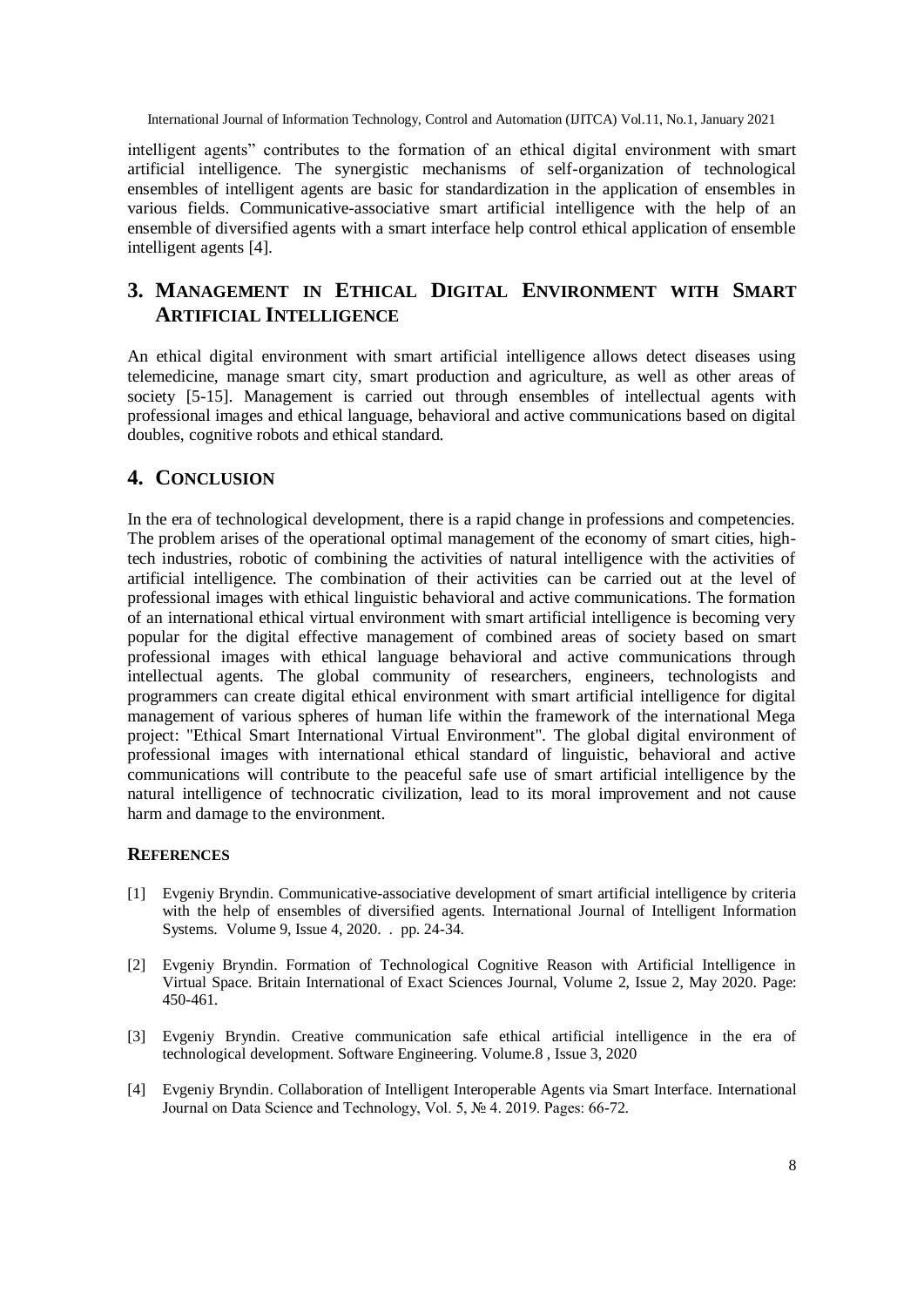intelligent agents" contributes to the formation of an ethical digital environment with smart artificial intelligence. The synergistic mechanisms of self-organization of technological ensembles of intelligent agents are basic for standardization in the application of ensembles in various fields. Communicative-associative smart artificial intelligence with the help of an ensemble of diversified agents with a smart interface help control ethical application of ensemble intelligent agents [4].

## 3. Management in Ethical Digital Environment with Smart Artificial Intelligence

An ethical digital environment with smart artificial intelligence allows detect diseases using telemedicine, manage smart city, smart production and agriculture, as well as other areas of society [5-15]. Management is carried out through ensembles of intellectual agents with professional images and ethical language, behavioral and active communications based on digital doubles, cognitive robots and ethical standard.

## 4. Conclusion

In the era of technological development, there is a rapid change in professions and competencies. The problem arises of the operational optimal management of the economy of smart cities, high-tech industries, robotic of combining the activities of natural intelligence with the activities of artificial intelligence. The combination of their activities can be carried out at the level of professional images with ethical linguistic behavioral and active communications. The formation of an international ethical virtual environment with smart artificial intelligence is becoming very popular for the digital effective management of combined areas of society based on smart professional images with ethical language behavioral and active communications through intellectual agents. The global community of researchers, engineers, technologists and programmers can create digital ethical environment with smart artificial intelligence for digital management of various spheres of human life within the framework of the international Mega project: "Ethical Smart International Virtual Environment". The global digital environment of professional images with international ethical standard of linguistic, behavioral and active communications will contribute to the peaceful safe use of smart artificial intelligence by the natural intelligence of technocratic civilization, lead to its moral improvement and not cause harm and damage to the environment.

### References

[1] Evgeniy Bryndin. Communicative-associative development of smart artificial intelligence by criteria with the help of ensembles of diversified agents. International Journal of Intelligent Information Systems. Volume 9, Issue 4, 2020. . pp. 24-34.

[2] Evgeniy Bryndin. Formation of Technological Cognitive Reason with Artificial Intelligence in Virtual Space. Britain International of Exact Sciences Journal, Volume 2, Issue 2, May 2020. Page: 450-461.

[3] Evgeniy Bryndin. Creative communication safe ethical artificial intelligence in the era of technological development. Software Engineering. Volume.8 , Issue 3, 2020

[4] Evgeniy Bryndin. Collaboration of Intelligent Interoperable Agents via Smart Interface. International Journal on Data Science and Technology, Vol. 5, № 4. 2019. Pages: 66-72.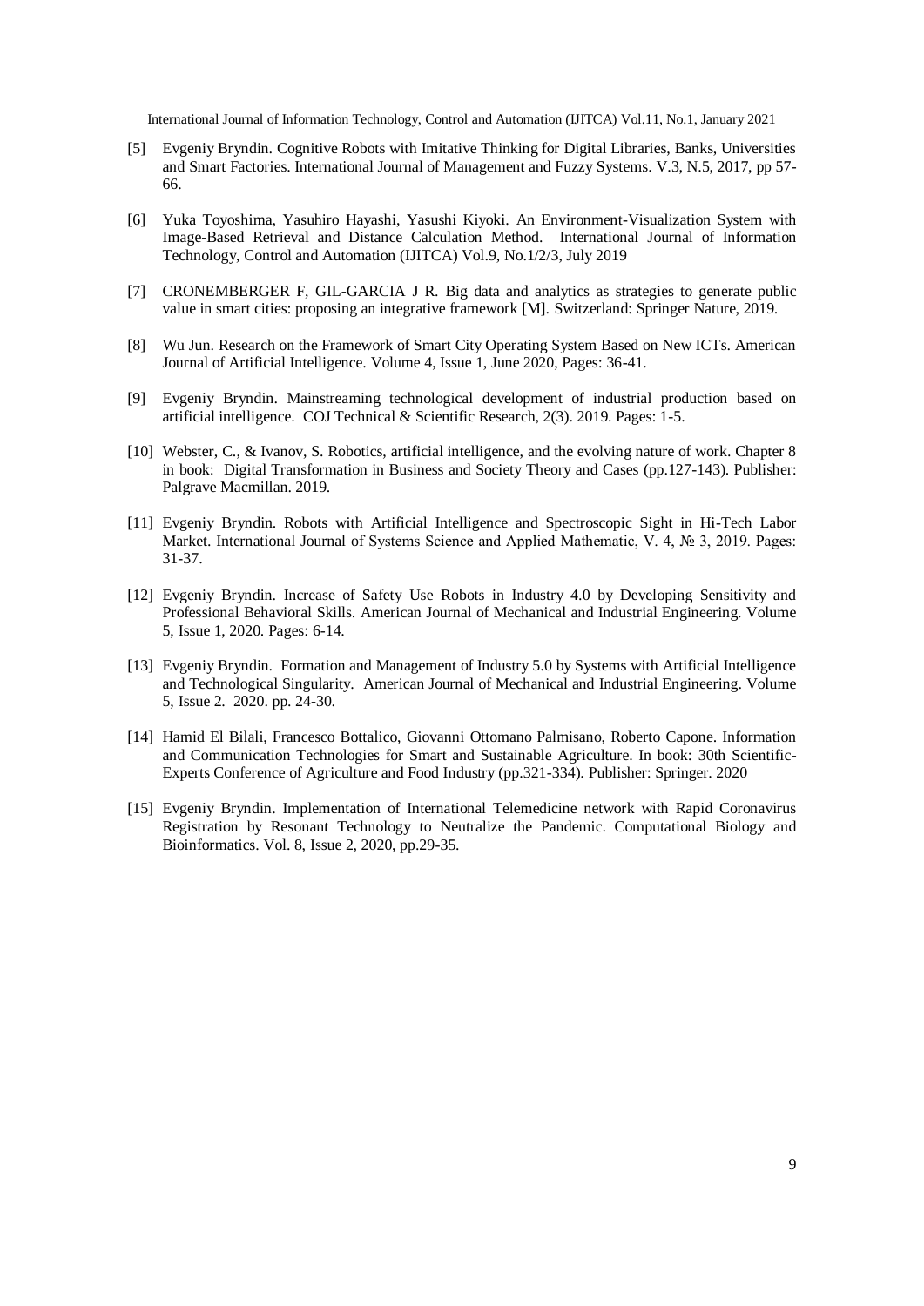[5] Evgeniy Bryndin. Cognitive Robots with Imitative Thinking for Digital Libraries, Banks, Universities and Smart Factories. International Journal of Management and Fuzzy Systems. V.3, N.5, 2017, pp 57-66.

[6] Yuka Toyoshima, Yasuhiro Hayashi, Yasushi Kiyoki. An Environment-Visualization System with Image-Based Retrieval and Distance Calculation Method. International Journal of Information Technology, Control and Automation (IJITCA) Vol.9, No.1/2/3, July 2019

[7] CRONEMBERGER F, GIL-GARCIA J R. Big data and analytics as strategies to generate public value in smart cities: proposing an integrative framework [M]. Switzerland: Springer Nature, 2019.

[8] Wu Jun. Research on the Framework of Smart City Operating System Based on New ICTs. American Journal of Artificial Intelligence. Volume 4, Issue 1, June 2020, Pages: 36-41.

[9] Evgeniy Bryndin. Mainstreaming technological development of industrial production based on artificial intelligence. COJ Technical & Scientific Research, 2(3). 2019. Pages: 1-5.

[10] Webster, C., & Ivanov, S. Robotics, artificial intelligence, and the evolving nature of work. Chapter 8 in book: Digital Transformation in Business and Society Theory and Cases (pp.127-143). Publisher: Palgrave Macmillan. 2019.

[11] Evgeniy Bryndin. Robots with Artificial Intelligence and Spectroscopic Sight in Hi-Tech Labor Market. International Journal of Systems Science and Applied Mathematic, V. 4, № 3, 2019. Pages: 31-37.

[12] Evgeniy Bryndin. Increase of Safety Use Robots in Industry 4.0 by Developing Sensitivity and Professional Behavioral Skills. American Journal of Mechanical and Industrial Engineering. Volume 5, Issue 1, 2020. Pages: 6-14.

[13] Evgeniy Bryndin. Formation and Management of Industry 5.0 by Systems with Artificial Intelligence and Technological Singularity. American Journal of Mechanical and Industrial Engineering. Volume 5, Issue 2. 2020. pp. 24-30.

[14] Hamid El Bilali, Francesco Bottalico, Giovanni Ottomano Palmisano, Roberto Capone. Information and Communication Technologies for Smart and Sustainable Agriculture. In book: 30th Scientific-Experts Conference of Agriculture and Food Industry (pp.321-334). Publisher: Springer. 2020

[15] Evgeniy Bryndin. Implementation of International Telemedicine network with Rapid Coronavirus Registration by Resonant Technology to Neutralize the Pandemic. Computational Biology and Bioinformatics. Vol. 8, Issue 2, 2020, pp.29-35.